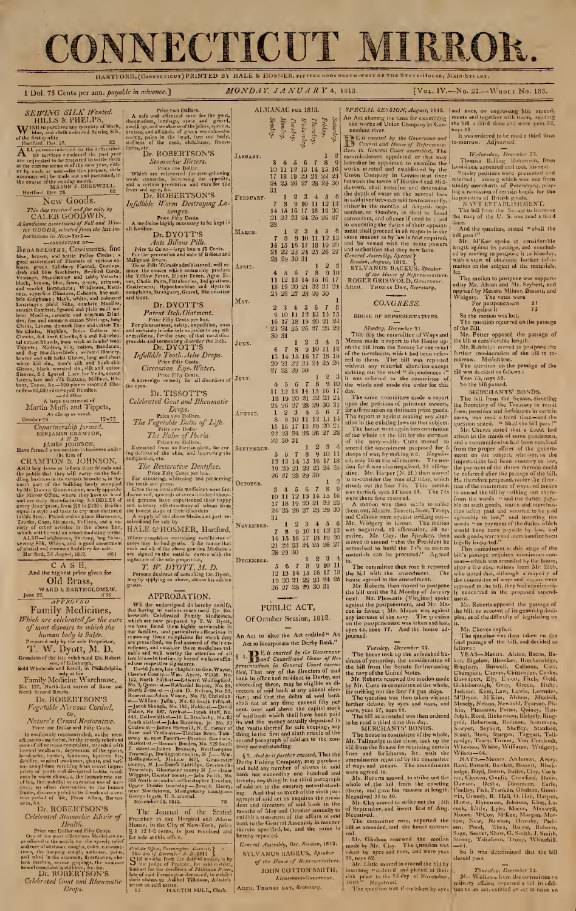# CONNECTICUT MIRROR.

HARTFORD, (CONNECTICUT) PRINTED BY HALE & HOSMER, FIFTEEN RODS NORTH-WEST OF THE STATE-HOUSE, MAIN-STREET.

1 Dol. 75 Cents per ann. *payable in advance.*] MONDAY, JANUARY 4, 1813. [VOL. IV.—NO. 27.—WHOLE NO. 183.

## SEWING SILK *Wanted.*

HILLS & PHELPS,

WISH to purchase any quantity of black, blue, and cloth coloured Sewing Silk, of the first quality.

Hartford, Dec. 28. 82

ALL persons indebted to the subscriber for services rendered the past year are requested to be prepared to settle them at the commencement of the new year, either by cash or note—for this purpose, their accounts will be made out and presented, in the course of the coming month.

MASON F. COGSWELL.

Hartford, Dec. 28. 82

## New Goods.

*This day received and for sale, by*

CALEB GOODWIN,

*A handsome assortment of Fall and Winter GOODS, selected from the late importations in New-York—*

—CONSISTING OF—

BROADCLOTHS, Cassimeres, fine blue, brown, and bottle Pelice Cloths; a good assortment of Flannels of various colours, green Salisbury Flannel, Coatings, drab and blue Stockinets, Bedford Cords, black, brown, blue, fawn, green, crimson, and scarlet Bombazets; Wildbores, Rattinets, superfine Chintzes, Calicoes, fine cambric Ginghams; black, white, and coloured Lustrings; plaid Silks, cambric Muslins, jaconet Cambric, figured and plain mull and leno Muslins, cambric and common Dimities, fine and common cotton Shirtings, long Cloths, Linens, damask linen and cotton Table Cloths, Napkins, India Cottons and Checks, 6-4 linen Checks, 6-4 and 8-4 oriental cotton Shawls, bom wask or lambs' wool Tippets; Muslins, silk, cotton, Bandanna, and flag Handkerchiefs; worsted Hosiery, beaver and silk habit Gloves, long and short white kid do., men's silk and buck-skin Gloves, black worsted do., silk and cotton Sleeves, 6-4 figured Lace for Veils, cotton Laces, lace and silk Buttons, Millinet, Ribbons, Tapes, &c.—100 pieces assorted Chenille—10,000 silver-eyed Needles.

—ALSO—

A large assortment of

Martin Muffs and Tippets,

As cheap as usual.

October 26 12wt73

## Copartnership formed.

BENJAMIN CRAMTON,

AND

JAMES JOHNSON,

Have formed a connection in business under the firm of

CRAMTON & JOHNSON,

AND beg leave to inform their friends and the public that they will carry on the Saddling business in its various branches, in the north part of the building lately occupied by MR. DAVID GREENLEAF, nearly opposite the Mirror Office, where they have on hand and are daily manufacturing SADDLES of every description, from \$5 to \$100; Bridles equal in style and taste to any manufactured in this State. Plated and common Harnesses, Trunks, Caps, Holsters, Vallices, and a variety of other articles in the above line, which will be sold on accommodating terms.

ALSO—Saddletrees, Skirting, hog Skins, sewing Silk, Whips, and a good assortment of plated and common Saddlery for sale.

Hartford, 3d August, 1812. 1661

## CASH,

And the highest price given for

Old Brass,

WARD & BARTHOLOMEW.

June 22. 1f55

*APPROVED*

## Family Medicines,

*Which are celebrated for the cure of most diseases to which the human body is liable.*

Prepared only by the sole Proprietor,

T. W. Dyott, M. D.

Grandson of the late celebrated Dr. Robertson, of Edinburgh,

Sold Wholesale and Retail, in Philadelphia, only at his

Family Medicine Warehouse,

No. 137, North-East corner of Race and North Second Streets.

Dr. ROBERTSON'S

*Vegetable Nervous Cordial,*

*Or,*

*Nature's Grand Restorative.*

Price one Dollar and Fifty Cents.

Is confidently recommended, as the most efficacious medicine, for the speedy relief and cure of all nervous complaints, attended with inward weakness, depression of the spirits, head-ache, tremor, faintness, hysteric fits, debility, seminal weakness, gleets, and various complaints resulting from secret impropriety of youth and dissipated habits, residence in warm climates, the immoderate use of tea, the unskilful or excessive use of mercury, so often destructive to the human frame, diseases peculiar to females at a certain period of life, Fluor Albus, Barrenness, &c.

Dr. ROBERTSON'S

*Celebrated Stomachic Elixir of Health.*

Price one Dollar and Fifty Cents.

One of the most efficacious Medicines ever offered to the public for the speedy relief and cure of obstinate coughs, colds, consumptions, the hooping cough, asthmas, pains, and wind in the stomach, dysenteries, cholera morbus, severe gripings, the summer bowel complaint in children, &c. &c.

Dr. ROBERTSON'S

*Celebrated Gout and Rheumatic Drops.*

Price two Dollars.

A safe and effectual cure for the gout, rheumatism, lumbago, stone and gravel, swellings, and weakness of the joints, sprains, bruises, and all kinds of green wounds—the cramp, pains in the head, face and body, stiffness of the neck, chilblains, frozen limbs, etc.

Dr. ROBERTSON'S

*Stomachic Bitters.*

Price one Dollar.

Which are celebrated for strengthening weak stomachs, increasing the appetite, and a certain preventive and cure for the fever and ague, &c.

Dr. ROBERTSON'S

*Infallible Worm Destroying Lozenges.*

Price Fifty Cents.

A medicine highly necessary to be kept in all families.

Dr. DYOTT'S

*Anti Bilious Pills.*

Price 25 Cents—large boxes 50 Cents.

For the prevention and cure of Bilious and Malignant fevers.

These Pills if timely administered, will remove the cause which commonly produce the Yellow Fever, Bilious Fever, Ague Fever, Cholic Pains, Flatulencies, Indigestions, Costiveness, Hypochondriac and Hysteric complaints, Stranguary, Gravel, Rheumatism and Gout.

Dr. DYOTT'S

*Patent Itch-Ointment.*

Price Fifty Cents per box.

For pleasantness, safety, expedition, ease and certainty is infinitely superior to any other medicine, for the cure of that most disagreeable and tormenting disorder the Itch.

Dr. DYOTT'S

*Infallible Tooth-Ache Drops.*

Price Fifty Cents.

*Circassian Eye-Water.*

Price Fifty Cents.

A sovereign remedy for all disorders of the eyes.

Dr. TISSOTT'S

*Celebrated Gout and Rheumatic Drops.*

Price two Dollars.

*The Vegetable Balm of Life.*

Price one Dollar.

*The Balm of Iberia.*

Price two Dollars.

Extracted from an Iberian plant, for curing defects of the skin, and improving the complexion, etc.

*The Restorative Dentifrice.*

Price Fifty Cents per box.

For cleansing, whitening and preserving the teeth and gums.

Since these invaluable medicines were first discovered, upwards of seven hundred thousand persons have experienced their happy and salutary effects—many of whom from the lowest stage of their disorders.

A supply of the above Medicines just received and for sale by

HALE & HOSMER, Hartford,

Where pamphlets containing certificates of cures may be had gratis. Take notice that each and all of the above genuine Medicines are signed on the outside covers with the signature of the sole proprietor,

*T. W. DYOTT, M. D.*

Persons desirous of consulting Dr. Dyott, may by applying as above, obtain his advice gratis.

## APPROBATION.

WE the undersigned do hereby certify, that having in various cases used Dr. Robertson's Celebrated Family Medicines, which are now prepared by T. W. Dyott, we have found them highly serviceable in our families, and particularly efficacious in removing those complaints for which they are prescribed, we feel assured of their excellence, and consider these medicines valuable and well worthy the attention of all families.—In testimony hereof we have affixed our respective signatures.

David James, late Chaplain to Gen. Wayne, Chester County—Wm. Ayres, VDM. No. 112, North Fifth-st.—Edward Wallingford, No. 9, Queen-st.—Nathaniel Bayne, No. 83, North Front-st.—John D. Nelson, No. 95, Race-st.—Adam Vance, No. 79, Christian-st.—William Julian, No. 69 South Fifth-st.—Jacob Shough, No. 181, Noble-st.—David Fisher, No. 187, Arch-st.—Jacob Hoff, No. 445, Callowhill-st.—H. L. Broslasky, No. 83 South sixth-st.—John Shreeves, jr. No. 53 Coates-st.—James Hammill, N. E. corner of Race and Tenth-sts.—Thomas Rose, Tammany st. near Fourth—Preston Groves, Market-st.—Hannah Burden, No. 529 South F. street—James Bronson, Northampton Township, Burlington county, N. J.—Wm. Hollingshead, Mullico Hill, Gloucester county, N. J.—Samuel Eldridge, Greenwich Township, Gloucester county, N. J.—Isaac Wiggans, Chester county—John Smith, No. 388 North second-st.—Christopher Rhoades, Upper Dublin township—Joseph Henry, near Norristown, Montgomery county—George Ingels, U. S. arsenal.

November 30, 1812. 78

The Journal of the Stated Preacher to the Hospital and Alms-House, in the City of New-York, price \$1 12 1-2 cents, is just received and for sale at this office.

Probate Office, Farmington District, } 21st day of December A. D. 1812 }

SIX months from the date of notice, is by the Judge of Probate, for said district, limited for the creditors of *Phillomon Pixer*, late of said Farmington deceased, to exhibit their claims to Asahel Tillotson, Administrator on said estate.

82 MARTIN BULL, Clerk.

## ALMANAC FOR 1813.

| | Sunday. | Monday. | Tuesday. | Wednesday. | Thursday. | Friday. | Saturday. |
|---|---|---|---|---|---|---|---|
| JANUARY. | | | | | | 1 | 2 |
| | 3 | 4 | 5 | 6 | 7 | 8 | 9 |
| | 10 | 11 | 12 | 13 | 14 | 15 | 16 |
| | 17 | 18 | 19 | 20 | 21 | 22 | 23 |
| | 24 | 25 | 26 | 27 | 28 | 29 | 30 |
| | 31 | | | | | | |
| FEBRUARY. | | 1 | 2 | 3 | 4 | 5 | 6 |
| | 7 | 8 | 9 | 10 | 11 | 12 | 13 |
| | 14 | 15 | 16 | 17 | 18 | 19 | 20 |
| | 21 | 22 | 23 | 24 | 25 | 26 | 27 |
| | 28 | | | | | | |
| MARCH. | | 1 | 2 | 3 | 4 | 5 | 6 |
| | 7 | 8 | 9 | 10 | 11 | 12 | 13 |
| | 14 | 15 | 16 | 17 | 18 | 19 | 20 |
| | 21 | 22 | 23 | 24 | 25 | 26 | 27 |
| | 28 | 29 | 30 | 31 | | | |
| APRIL. | | | | | 1 | 2 | 3 |
| | 4 | 5 | 6 | 7 | 8 | 9 | 10 |
| | 11 | 12 | 13 | 14 | 15 | 16 | 17 |
| | 18 | 19 | 20 | 21 | 22 | 23 | 24 |
| | 25 | 26 | 27 | 28 | 29 | 30 | |
| MAY. | | | | | | | 1 |
| | 2 | 3 | 4 | 5 | 6 | 7 | 8 |
| | 9 | 10 | 11 | 12 | 13 | 14 | 15 |
| | 16 | 17 | 18 | 19 | 20 | 21 | 22 |
| | 23 | 24 | 25 | 26 | 27 | 28 | 29 |
| | 30 | 31 | | | | | |
| JUNE. | | | 1 | 2 | 3 | 4 | 5 |
| | 6 | 7 | 8 | 9 | 10 | 11 | 12 |
| | 13 | 14 | 15 | 16 | 17 | 18 | 19 |
| | 20 | 21 | 22 | 23 | 24 | 25 | 26 |
| | 27 | 28 | 29 | 30 | | | |
| JULY. | | | | | 1 | 2 | 3 |
| | 4 | 5 | 6 | 7 | 8 | 9 | 10 |
| | 11 | 12 | 13 | 14 | 15 | 16 | 17 |
| | 18 | 19 | 20 | 21 | 22 | 23 | 24 |
| | 25 | 26 | 27 | 28 | 29 | 30 | 31 |
| AUGUST. | 1 | 2 | 3 | 4 | 5 | 6 | 7 |
| | 8 | 9 | 10 | 11 | 12 | 13 | 14 |
| | 15 | 16 | 17 | 18 | 19 | 20 | 21 |
| | 22 | 23 | 24 | 25 | 26 | 27 | 28 |
| | 29 | 30 | 31 | | | | |
| SEPTEMBER. | | | | 1 | 2 | 3 | 4 |
| | 5 | 6 | 7 | 8 | 9 | 10 | 11 |
| | 12 | 13 | 14 | 15 | 16 | 17 | 18 |
| | 19 | 20 | 21 | 22 | 23 | 24 | 25 |
| | 26 | 27 | 28 | 29 | 30 | | |
| OCTOBER. | | | | | | 1 | 2 |
| | 3 | 4 | 5 | 6 | 7 | 8 | 9 |
| | 10 | 11 | 12 | 13 | 14 | 15 | 16 |
| | 17 | 18 | 19 | 20 | 21 | 22 | 23 |
| | 24 | 25 | 26 | 27 | 28 | 29 | 30 |
| | 31 | | | | | | |
| NOVEMBER. | | 1 | 2 | 3 | 4 | 5 | 6 |
| | 7 | 8 | 9 | 10 | 11 | 12 | 13 |
| | 14 | 15 | 16 | 17 | 18 | 19 | 20 |
| | 21 | 22 | 23 | 24 | 25 | 26 | 27 |
| | 28 | 29 | 30 | | | | |
| DECEMBER. | | | | 1 | 2 | 3 | 4 |
| | 5 | 6 | 7 | 8 | 9 | 10 | 11 |
| | 12 | 13 | 14 | 15 | 16 | 17 | 18 |
| | 19 | 20 | 21 | 22 | 23 | 24 | 25 |
| | 26 | 27 | 28 | 29 | 30 | 31 | |

## PUBLIC ACT,

Of October Session, 1812.

An Act to alter the Act entitled "An Act to incorporate the Derby Bank."

§ 1. BE it enacted by the Governour and Council and House of Representatives in General Court assembled, That any of the directors of said bank in office and resident in Derby, not exceeding three, may be eligible as directors of said bank at any annual election; and that the debts of said bank shall not at any time exceed fifty per cent. over and above the capital stock of said bank which shall have been paid in, and the money actually deposited in the vaults thereof for safe keeping, any thing in the first and sixth article of the second paragraph of said act to the contrary notwithstanding.

§ 2. *And be it further enacted,* That the Derby Fishing Company, may purchase and hold any number of shares in said bank not exceeding one hundred and twenty, any thing in the third paragraph of said act to the contrary notwithstanding. And that so much of the sixth paragraph of said act as requires the president and directors of said bank in the months of May and October annually to exhibit a statement of the affairs of said bank to the General Assembly in manner therein specified, be, and the same is hereby repealed.

General Assembly, Oct. Session, 1812.

SYLVANUS BACKUS, *Speaker of the House of Representatives.*

JOHN COTTON SMITH, *Lieutenant-Governour.*

ATTEST. THOMAS DAY, *Secretary.*

## SPECIAL SESSION, *August*, 1812.

An Act altering the time for examining the works of Union Company in Connecticut river.

BE it enacted by the Governour and Council and House of Representatives in General Court assembled, The commissioners appointed or that may hereafter be appointed to examine the works erected and established by the Union Company in Connecticut river between the towns of Hartford and Middletown, shall examine and determine the depth of water on the several bars in said river between said towns annually, either in the months of August, September, or October, as shall be found convenient, and oftener if need be; and in executing the duties of their appointment shall proceed in all respects in the same manner as by law is now required, and be vested with the same powers and authorities that they now have.

General Assembly, Special Session, August, 1812.

SYLVANUS BACKUS, *Speaker of the House of Representatives.*

ROGER GRISWOLD, *Governour.*

Attest. THOMAS DAY, *Secretary.*

## CONGRESS.

### HOUSE OF REPRESENTATIVES.

*Monday, December* 21.

This day the committee of Ways and Means made a report to the House upon the bill from the Senate for the relief of the merchants, which had been referred to them. The bill was reported without any material alteration except striking out the word "dependence;" it was referred to the committee of the whole and made the order for this day.

The same committee made a report upon the petitions of privateer owners, for a diminution on duties on prize goods. The report is against making any alteration in the existing laws on that subject.

The house went again into committee of the whole on the bill for the increase of the navy.—Mr. Cutts moved to amend the amendment proposed for 6 sloops of war, by making it 8. Negatived, only 26 in the affirmative. The motion for 6 was also negatived, 33 affirmative. Mr. Harper (N. H.) then moved to re-consider the vote of Friday, which struck out the four 74s. This motion was carried, ayes 54 noes 51. The 74s were therefore restored.

A motion was then made to strike them out; Messrs. Bassett, Shaw, Troup and Calhoun were against the motion, Mr. Widgery in favour. The motion was negatived, 52 affirmative, 58 negative. Mr. Clay, the Speaker, then moved to amend "that the President be authorised to build the 74's as soon as materials can be procured." Agreed to.

The committee then rose & reported the bill with the amendment. The house agreed to the amendment.

Mr. Roberts then moved to postpone the bill until the 2d Monday of January next. Mr. Pleasants (Virginia) spoke against the postponement, and Mr. Macon in favour; Mr. Macon was against any increase of the navy. The question on the postponement was taken and lost, ayes 45, noes 77. And the house adjourned.

*Tuesday, December* 22.

The house took up the unfinished business of yesterday, the consideration of the bill from the Senate for increasing the navy of the United States.

Mr. Roberts renewed the motion made by Mr. Cutts in committee of the whole, for striking out the four 74 gun ships.

The question was then taken without further debate, by ayes and noes, and were, yeas 57, noes 65.

The bill as amended was then ordered to be read a third time this day.

MERCHANTS' BONDS.

The house in committee of the whole, Mr. Tallmadge in the chair, took up the bill from the Senate for remitting certain fines and forfeitures, &c. with the amendments reported by the committee of ways and means. The amendments were agreed to.

Mr. Roberts moved to strike out the whole of the bill from the enacting clause, and gave his reasons at length. Negatived 35 to 50.

Mr. Clay moved to strike out the 15th of September, and insert first of Aug. Negatived.

The committee rose, reported the bill as amended, and the house concurred.

Mr. Gholson renewed the motion made by Mr. Clay. The question was taken by ayes and noes, and were yeas 58, nays 62.

Mr. Little moved to amend the bill by inserting "ordered and placed at their risk prior to the 2d day of November, 1810." Negatived.

The question was then taken by ayes and noes, on engrossing the amendments and together with them, reading the bill a third time and were yeas 69, nays 58.

It was ordered to be read a third time to-morrow. Adjourned.

*Wednesday, December* 23.

Thomas Bolling Robertson, from Louisiana, appeared and took his seat.

Sundry petitions were presented and referred; among which was one from sundry merchants of Petersburg, praying a remission of certain bonds for the importation of British goods.

NAVY ESTABLISHMENT.

The bill from the Senate to increase the navy of the U. S. was read a third time.

And the question, stated "shall the bill pass?"

Mr. M'Kee spoke at considerable length against its passage, and concluded by moving to postpone it to Monday, with a view of obtaining further information on the subject of the materials, &c.

The motion to postpone was supported by Mr. Alston and Mr. Seybert, and opposed by Messrs. Milnor, Bassett, and Widgery. The votes were

For postponement 51

Against it 73

So the motion was lost.

The question recurred on the passage of the bill.

Mr. Potter opposed the passage of the bill at considerable length.

Mr. Randolph moved to postpone the further consideration of the bill to to-morrow. Motion lost.

The question on the passage of the bill was decided as follows:

Yeas 70, nays 56.

So the bill passed.

MERCHANTS' BONDS.

The bill from the Senate, directing the Secretary of the Treasury to remit fines, penalties and forfeitures in certain cases, was read a third time—and the question stated, "Shall the bill pass?"

Mr. Cheves stated that a doubt had arisen in the minds of some gentlemen, and a communication had been received from the proper officer of the government on the subject, whether, as the importations had been contrary to law, the payment of the duties thereon could be enforced after the passage of the bill. He therefore proposed, under the direction of the committee of ways and means to amend the bill by striking out therefrom the words "and the duties payable on such goods, wares and merchandize being paid and secured to be paid agreeably to law," and inserting the words "on payment of the duties which would have been payable by law, had such goods, wares and merchandize been legally imported."

This amendment at this stage of the bill's passage requires unanimous consent—which was accorded by the house, after a few observations from Mr. Bibb, who stated that, although a majority of the committee of ways and means were opposed to the bill, they had unanimously concurred in the proposed amendment.

Mr. Roberts opposed the passage of the bill, on account of its general principles, as of the difficulty of legislating on it.

Mr. Cheves replied.

The question was then taken on the final passage of the bill, and decided as follows:

YEAS—Messrs. Alston, Bacon, Baker, Bigelow, Bleecker, Breckenridge, Brigham, Burwell, Calhoun, Cannon, Champion, Cheves, Chittenden, Cooke, Davenport, Ely, Emott, Fitch, Gold, Goldsborough, Gray, Green, Hufty, Jackson, Kent, Law, Lewis, Lowndes, M'Bryde, M'Kim, Milnor, Mitchill, Moseley, Nelson, Newbold, Pearson, Pitkin, Pleasants, Potter, Quincy, Randolph, Reed, Richardson, Ridgely, Ringgold, Robertson, Rodman, Sammons, Sawyer, Seybert, Sheffey, Stanford, Stuart, Stow, Sturges, Taggart, Tallmadge, Tracy, Turner, Van Cortlandt, Wheaton, White, Williams, Widgery, Wilson—64.

NAYS—Messrs. Anderson, Avery, Bard, Barnett, Bartlett, Bassett, Blackledge, Boyd, Brown, Butler, Clay, Cochran, Clopton, Condit, Crawford, Davis, Dawson, Desha, Dinsmoor, Earle, Findley, Fisk, Franklin, Gholson, Goodwin, Grundy, B. Hall, O. Hall, Harper, Hawes, Hyneman, Johnson, King, Lacock, Little, Lyle, Macon, Maxwell, Moore, M'Coy, M'Kee, Morgan, Morrow, New, Newton, Ormsby, Pickens, Pond, Rhea, Roane, Roberts, Sage, Sevier, Shaw, G. Smith, J. Smith, Strong, Taliaferro, Troup, Whitehill.—61.

So it was determined that the bill should pass.

*Thursday, December* 24.

Mr. Williams from the committee on military affairs, reported a bill in addition to an act, entitled an act to raise an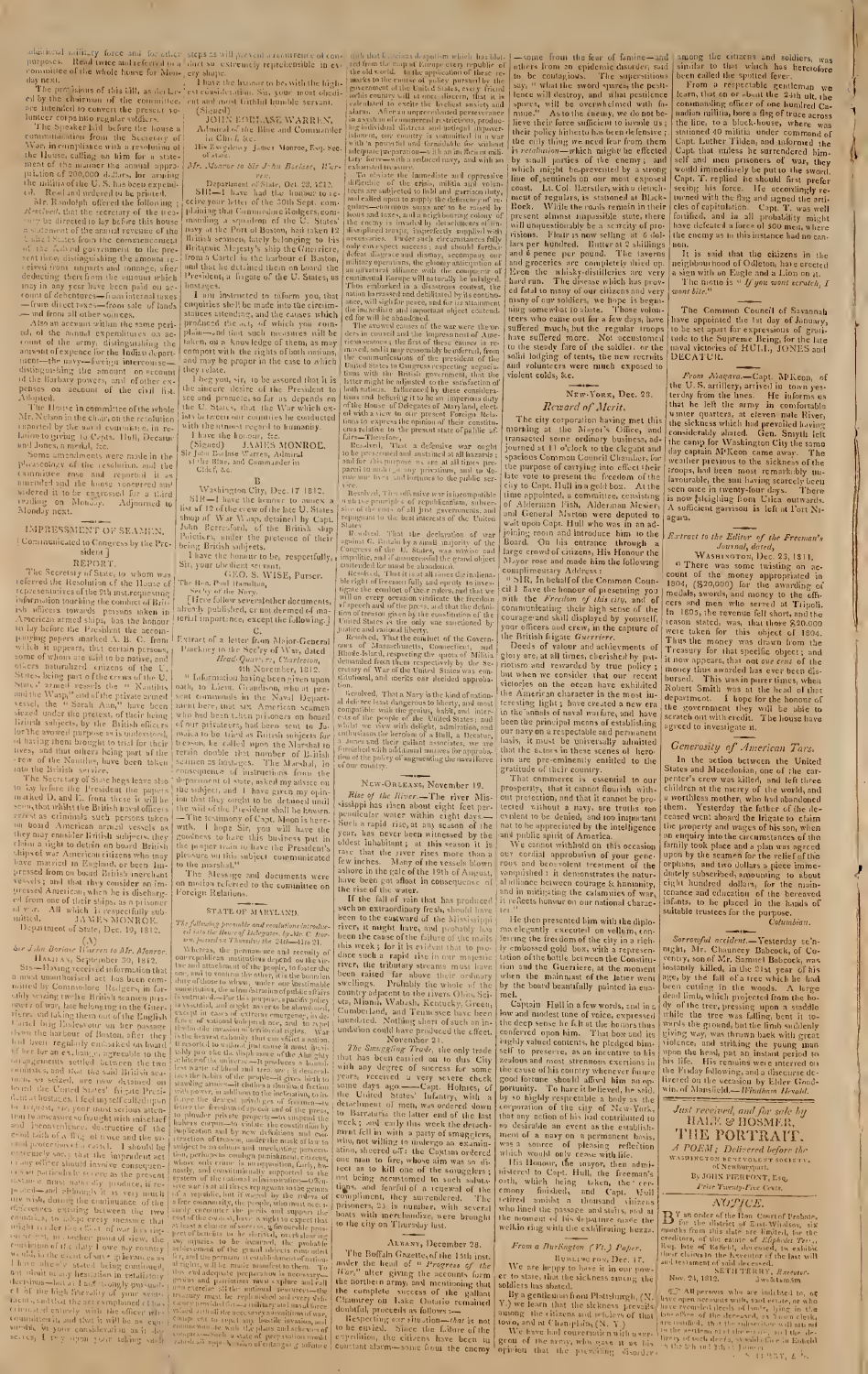additional military force and for other purposes. Read twice and referred to a committee of the whole house for Monday next.

The provisions of this bill, as declared by the chairman of the committee, are intended to convert the present volunteer corps into regular soldiers.

The Speaker laid before the house a communication from the Secretary of War, in compliance with a resolution of the House, calling on him for a statement of the manner the annual appropriation of 200,000 dollars, for arming the militia of the U. S. has been expended. Read and ordered to be printed.

Mr. Randolph offered the following: *Resolved*, that the secretary of the treasury be directed to lay before this house a statement of the annual revenue of the United States from the commencement of the federal government to the present time, distinguishing the amount received from imposts and tonnage, after deducting therefrom the amount which may in any year have been paid on account of drawbacks—from internal taxes—from direct taxes—from sale of lands—and from all other sources.

Also an account within the same period, of the annual expenditures on account of the army, distinguishing the amount of expence for the Indian department—the navy—foreign intercourse—distinguishing the amount on account of the Barbary powers, and of all other expenses on account of the civil list. *Adopted.*

The House in committee of the whole Mr. Nelson in the chair, on the resolution reported by the naval committee, relative to giving to Capts. Hull, Decatur and Jones, a medal, &c.

Some amendments were made in the phraseology of the resolution, and the committee rose and reported it as amended and the house concurred and ordered it to be engrossed for a third reading on Monday. Adjourned to Monday next.

## IMPRESSMENT OF SEAMEN.

(Communicated to Congress by the President.)

### REPORT.

The Secretary of State, to whom was referred the Resolution of the House of representatives of the 9th inst. requesting information touching the conduct of British officers towards persons taken in American armed ships, has the honor to lay before the President the accompanying papers marked A. B. C. from which it appears, that certain persons, some of whom are said to be native, and others naturalized citizens of the U. States, being part of the crews of the United States' armed vessels the "Nautilus and the Wasp," and of the private armed vessel the "Sarah Ann," have been seized under the pretext of their being British subjects, by the British officers for the avowed purpose as is understood, of having them brought to trial for their lives, and that others, being part of the crew of the Nautilus, have been taken into the British service.

The Secretary of State begs leave also to lay before the President the papers marked D. and E. from these it will be seen, that whilst the British naval officers persist as criminals such persons taken on board American armed vessels as they may consider British subjects, they claim a right to detain on board British ships of war American citizens who may have married in England, or been impressed from on board British merchant vessels; and that they consider an impressed American, when he is discharged from one of their ships, as a prisoner of war. All which is respectfully submitted.

JAMES MONROE.

Department of State, Dec. 19, 1812.

(A)

*Sir John Borlase Warren to Mr. Monroe.*

HALIFAX, September 30, 1812.

SIR—Having received information that a most unauthorized act has been committed by Commodore Rodgers in forcibly seizing twelve British seamen passengers of war, late belonging to the Guerriere, and taking them out of the English Cartel brig Diana now lying in the harbour of Boston, after they had been regularly embarked on board of her for an exchange, agreeable to the arrangements settled between the two countries, and that the said British seamen so seized, are now detained on board the United States' frigate President as hostages, I feel myself called upon to request, Sir, your most serious attention to whatever is fraught with mischief and inconvenience, destructive of the good faith of a flag of truce, and the usual protection of a cartel. I should be extremely sorry that the important act of my official situation should involve consequences so injurious to the interests of humanity, as those this measure must naturally produce, it requires—and although it is very much my wish, during the continuance of the differences existing between the two countries, to adopt every measure that might in the least tend to alleviate the calamities of war, yet, as an act, of so violent a nature cannot be passed over, I shall be compelled, should such an act not be immediately disavowed by your government, to resort to measures of retaliation, which, I trust, your sense of justice will not oblige me to adopt. I should be extremely sorry if an act of this kind should be sanctioned by the government of the United States, and I have to request, that you will be pleased to cause the British seamen, thus taken out of the cartel, to be forthwith released. I should be extremely sorry that such measures as I may be compelled to adopt, should be attended with the same unfortunate consequences which the conduct of Commodore Rodgers is calculated to produce. I have the honor to be with the highest consideration, Sir, your most obedient and most faithful humble servant.

(Signed)

JOHN BORLASE WARREN,
Admiral of the Blue and Commander in Chief, &c.

His Excellency James Monroe, Esq. Sec. of State.

*Mr. Monroe to Sir John Borlase Warren.*

Department of State, Oct. 25, 1812.

SIR—I have had the honor to receive your letter of the 30th Sept. complaining that Commodore Rodgers, commanding a squadron of the U. States' navy at the Port of Boston, had taken 12 British seamen, lately belonging to his Britannic Majesty's ship the Guerriere, from a Cartel in the harbour of Boston, and that he detained them on board the President, a frigate of the U. States, as hostages.

I am instructed to inform you, that enquiries shall be made into the circumstances attending, and the causes which produced the act, of which you complain—and that such measures will be taken, on a knowledge of them, as may comport with the rights of both nations, and may be proper in the case to which they relate.

I beg you, Sir, to be assured that it is the sincere desire of the President to see and promote, so far as depends on the U. States, that the War which exists between our countries be conducted with the utmost regard to humanity.

I have the honor, &c.

(Signed) JAMES MONROE.

Sir John Borlase Warren, Admiral of the Blue, and Commander in Chief, &c.

B

Washington City, Dec. 17 1812.

SIR—I have the honor to annex a list of 12 of the crew of the late U. States sloop of War Wasp, detained by Capt. John Beresford, of the British ship Poictiers, under the pretence of their being British subjects.

I have the honor to be, respectfully, Sir, your obedient servant,

GEO. S. WISE, Purser.

The Hon. Paul Hamilton, Sec'y of the Navy.

[Here follow several other documents, already published, or not deemed of material importance, except the following.]

C

Extract of a letter from Major-General Pinckney to the Secretary of War, dated Head-Quarters, Charleston, 6th November, 1812.

"Information having been given upon oath to Lieut. Grandison, who at present commands in the Naval Department here, that six American seamen who had been taken prisoners on board of our privateers, had been sent to Jamaica to be tried as British subjects for treason, he called upon the Marshal to retain double that number of British seamen as hostages. The Marshal, in consequence of instructions from the department of state, asked my advice on the subject, and I have given my opinion that they ought to be detained until the will of the President shall be known. —The testimony of Capt. Moon's is herewith. I hope Sir, you will have the goodness to have this business put in the proper train to have the President's pleasure on this subject communicated to the marshal."

The Message and documents were on motion referred to the committee on Foreign Relations.

## STATE OF MARYLAND.

*The following preamble and resolutions introduced into the House of Delegates, by Mr. C. Dorsey, passed on Thursday the 24th—48 to 21.*

Whereas, the permanence and security of our republican institutions depend on the virtue and attachment of the people, to foster the one, and to cherish the other, is the bounden duty of those to whom, under our invaluable constitution, the administration of public affairs is confided—For this purpose, a pacific policy is essential, and ought never to be abandoned, except in cases of extreme emergency, in defence of national rights and honor, and to repel the dominion of territorial rights. War is no ordinary calamity that can afflict a nation. It should be resorted to only when the just demands of honor cannot be otherwise obtained—the evils of war are not only felt by the public but by every individual; property, life, and the liberty of the citizen are all in danger—the treasure of the nation is exhausted, the industry of the people is diverted from its ordinary channels, and the public morals are deteriorated; the power of the executive is greatly increased, and wars conducted under the pretext of defending our rights have often terminated in the destruction of those rights.—The present war with Great Britain was declared without necessity, and is prosecuted without a reasonable prospect of advantage—it has been, and continues to be, productive of great evils—it endangers the union of the States, and the safety of our constitution—it threatens to bring us into a dangerous alliance with France, and to involve us in the fate of that despotism which has subjugated the continent of Europe, and which has uniformly exerted its power to destroy every free government within its influence:—As the government of the United States have not been able, after an unprecedented perseverance in a system of commercial restrictions, producing individual distress and national impoverishment, to obtain redress, and our country is committed in a war with a powerful and formidable foe without adequate preparation—it is with an increase of every evil that we now find ourselves involved in a war for which we are not prepared, and with a reduced revenue, and with the means of defence exhausted.

To obviate the immediate and oppressive difficulties of the crisis, militia and volunteers are subjected to toil and garrison duty, and called upon to supply the deficiency of regulars—enormous sums are to be raised by loans and taxes, and a neighbouring colony of an enemy is invaded by detachments of ill-disciplined troops, imperfectly supplied with necessaries. Under such circumstances failure only can be expected; and should further defeat disgrace and disaster accompany our military operations, the gloomy anticipation of an unnatural alliance with the conqueror of continental Europe will naturally be indulged. Thus embarked in a disastrous contest, the nation harassed and debilitated by its continuance, will sigh for peace, and for its attainment, the incalculable and important object contended for will be abandoned.

The avowed causes of the war were the orders in council and the impressment of American seamen; the first of these causes is removed, and it may reasonably be inferred, from the communication of the president of the United States to Congress respecting negotiations with the British government, that the latter might be adjusted to the satisfaction of both nations. Influenced by these considerations and believing it to be an imperious duty of the House of Delegates of Maryland, chosen with a view to our present Foreign Relations, to express the opinion of their constituents relative to the present state of public affairs—Therefore,

*Resolved*, That a defensive war ought to be prosecuted and sustained at all hazards; and for this purpose we are at all times prepared to pledge our property, and we pledge our lives and fortunes to the public service.

*Resolved*, That offensive war is incompatible with the principles of republicanism, subversive of the spirit of our free governments, and repugnant to the best interests of the United States.

*Resolved*, That the declaration of war against G. Britain by a small majority of the Congress of the U. States, was unwise and impolitic, and if unsuccessful the grand object contended for must be abandoned.

*Resolved*, That it is at all times the indispensable right of freemen fully and openly to investigate the conduct of their rulers, and that we will on every occasion vindicate the freedom of speech and of the press, and that the dissemination of treason given by the constitution of the United States is the only one sanctioned by justice and rational liberty.

*Resolved*, That the conduct of the Governors of Massachusetts, Connecticut, and Rhode Island, respecting the quotas of Militia demanded from them respectively by the Secretary of War of the United States was constitutional, and merits our decided approbation.

*Resolved*, That a Navy is the kind of national defence least dangerous to liberty, and most compatible with the genius, habits, and interests of the people of the United States; and whilst we view with delight, admiration, and enthusiasm the heroism of a Hull, a Decatur, a Jones, and every other gallant commander, we are furnished with additional motives for approbation of the policy of augmenting the naval force of our country.

NEW-ORLEANS, November 19.

*Rise of the River.*—The river Mississippi has risen about eight feet perpendicular water within eight days.—Such a rapid rise, at any season of the year, has never been witnessed by the oldest inhabitant; at this season it is rare that the river rises more than a few inches. Many of the vessels blown ashore in the gale of the 19th of August, have been got afloat in consequence of the rise of the water.

If the fall of rain that has produced such an extraordinary freshet, should have been to the eastward of the Mississippi river, it might have, and probably has been the cause of the failure of the mails this week; for it is evident that to produce such a rapid rise in our majestic river, the tributary streams must have been raised far above their ordinary swellings. Probably the whole of the country adjacent to the rivers Ohio, Scioto, Miami, Wabash, Kentucky, Green, Cumberland, and Tennessee have been inundated. Nothing short of such an inundation could have produced the effect.

November 21.

*The Smuggling Trade*, the only trade that has been carried on to this City with any degree of success for some years ago, has received a very severe check some days ago.—Capt. Holmes, of the United States' Infantry, with a detachment of men, was ordered down to Barrataria the latter end of the last week; and early this week the detachment fell in with a party of smugglers, who, not willing to undergo an examination, showed off; the Captain ordered one man to fire, whose aim was so direct as to kill one of the smugglers; this being accustomed to such salutations, and fearful of a renewal of the compliment, they surrendered. The prisoners, 25 in number, with several boats with merchandize, were brought to the city on Thursday last.

ALBANY, December 28.

The Buffalo Gazette of the 15th inst. under the head of "*Progress of the War*," after giving the accounts form the northern army, and mentioning that the complete success of the gallant Chauncey on Lake Ontario remained doubtful, proceeds as follows:—

"Respecting our situation.—Our is not to be envied. Since the failure of the expedition, the citizens have been in constant alarm—some from the enemy—some from the fear of famine—and others from an epidemic disorder, said to be contagious. The superstitious say, 'what the sword spares, the pestilence will destroy, and what pestilence spares, will be overwhelmed with famine.' As to the enemy, we do not believe their force sufficient to invade us; their policy hitherto has been defensive; the only thing we need fear from them is retaliation—which might be effected by small parties of the enemy; and which might be prevented by a strong line of sentinels on our most exposed coast. Lt. Col. Harrison, with a detachment of regulars, is stationed at Black-Rock. While the roads remain in their present almost impassable state, there will unquestionably be a scarcity of provisions. Flour is now selling at 6 dollars per hundred. Butter at 2 shillings and 6 pence per pound. The taverns and groceries are completely dried up. Even the whisky-distilleries are very hard run. The disease which has proved fatal to many of our citizens and very many of our soldiers, we hope is beginning somewhat to abate. Those volunteers who came out for a few days, have suffered much, but the regular troops have suffered more. Not accustomed to the steady fare of the soldier, or the solid lodging of tents, the new recruits and volunteers were much exposed to violent colds, &c.

NEW-YORK, Dec. 28.

## *Reward of Merit.*

The city corporation having met this morning at the Mayor's Office, and transacted some ordinary business, adjourned at 11 o'clock to the elegant and spacious Common Council Chamber, for the purpose of carrying into effect their late vote to present the freedom of the city to Capt. Hull in a gold box. At the time appointed, a committee, consisting of Alderman Fish, Alderman Mesier, and General Morton were deputed to wait upon Capt. Hull who was in an adjoining room and introduce him to the Board. On his entrance through a large concourse of citizens, His Honour the Mayor rose and made him the following complimentary Address:

"SIR, In behalf of the Common Council I have the honour of presenting you with the *Freedom of this city*, and of communicating their high sense of the courage and skill displayed by yourself, your officers and crew, in the capture of the British frigate *Guerriere*.

Deeds of valour and achievements of glory are, at all times, cherished by patriotism and rewarded by true policy; but when we consider that our recent victories on the ocean have exhibited the American character in the most interesting light; have created a new era in the annals of naval warfare, and have been the principal means of establishing our navy on a respectable and permanent basis, it must be universally admitted that the actors in these scenes of heroism are pre-eminently entitled to the gratitude of their country.

That commerce is essential to our prosperity, that it cannot flourish without protection, and that it cannot be protected without a navy, are truths too evident to be denied, and too important not to be appreciated by the intelligence and public spirit of America.

We cannot withhold on this occasion our cordial approbation of your generous and benevolent treatment of the vanquished: it demonstrates the natural alliance between courage & humanity, and in mitigating the calamities of war, it reflects honour on our national character."

He then presented him with the diploma elegantly executed on vellum, conferring the freedom of the city in a rich embossed gold box, with a representation of the battle between the Constitution and the Guerriere, at the moment when the mainmast of the latter went by the board beautifully painted in enamel.

Captain Hull in a few words, and in a low and modest tone of voice, expressed the deep sense he felt at the honours thus conferred upon him. That box and its highly valued contents, he pledged himself to preserve, as an incentive to his seamen and most strenuous exertions in the cause of his country whenever future good fortune should afford him an opportunity. To have it believed, he said, by so highly respectable a body as the corporation of the city of New-York, that any action of his had contributed to so desirable an event as the establishment of a navy on a permanent basis, was a source of pleasing reflection which would only cease with life.

His Honour, the mayor, then administered to Capt. Hull, the freeman's oath, which being taken, the ceremony finished, and Capt. Hull retired amidst a thousand citizens who lined the passage and stairs, and at the moment of his departure made the welkin ring with the exhilarating huzza.

*From a Burlington (Vt.) Paper.*

BURLINGTON, Dec. 17.

We are happy to have it in our power to state, that the sickness among the soldiers has abated.

By a gentleman from Plattsburgh, (N. Y.) we learn that the sickness prevails among the citizens and soldiers of that town, and at Champlain, (N. Y.)

We have had conversation with a surgeon of the army, who gave it as his opinion that the prevailing disorder among the citizens and soldiers, was similar to that which has heretofore been called the spotted fever.

From a respectable gentleman we learn, that on or about the 24th ult. the commanding officer of one hundred Canadian militia, bore a flag of truce across the line, to a block-house, where was stationed 40 militia under command of Capt. Luther Tilden, and informed the Capt. that unless he surrendered himself and men prisoners of war, they would immediately be put to the sword. Capt. T. replied he should first prefer seeing his force. He accordingly returned with the flag and signed the articles of capitulation. Capt. T. was well fortified, and in all probability might have defeated a force of 500 men, where the enemy as in this instance had no cannon.

It is said that the citizens in the neighbourhood of Odleton, have erected a sign with on Eagle and a Lion on it. The motto is "*If you wont scratch, I wont bite.*"

The Common Council of Savannah have appointed the 1st day of January, to be set apart for expressions of gratitude to the Supreme Being, for the late naval victories of HULL, JONES and DECATUR.

*From Niagara.*—Capt. M'Keon, of the U. S. artillery, arrived in town yesterday from the lines. He informs us that he left the army in comfortable winter quarters, at eleven mile River, the sickness which had prevailed having considerably abated. Gen. Smyth left the camp for Washington City the same day captain M'Keon came away. The weather previous to the sickness of the troops, had been most remarkably unfavourable, the sun having scarcely been seen once in twenty-four days. There is now sleighing from Utica outwards. A sufficient garrison is left at Fort Niagara.

Extract to the Editor of the Freeman's Journal, dated,

WASHINGTON, Dec. 23, 1812.

"There was some twisting on account of the money appropriated in 1804, ($20,000) for the awarding of medals, swords, and money to the officers and men who served at Tripoli. In 1805, the revenue fell short, and the reason stated, was, that those $20,000 were taken for this object of 1804. Thus the money was drawn from the Treasury for this specific object; and it now appears, that not *one cent* of the money thus awarded has ever been disbursed. This was in purer times, when Robert Smith was at the head of that department. I hope for the honour of the government they will be able to scratch out with credit. The house have agreed to investigate it.

## *Generosity of American Tars.*

In the action between the United States and Macedonian, one of the carpenter's crew was killed, and left three children at the mercy of the world, and a worthless mother, who had abandoned them. Yesterday the father of the deceased went aboard the frigate to claim the property and wages of his son, when on enquiry into the circumstances of the family took place and a plan was agreed upon by the seamen for the relief of the orphans, and two dollars a piece immediately subscribed, amounting to about eight hundred dollars, for the maintenance and education of the bereaved infants, to be placed in the hands of suitable trustees for the purpose.

*Columbian.*

*Sorrowful accident.*—Yesterday se'nnight, Mr. Chauncey Babcock, of Coventry, son of Mr. Samuel Babcock, was instantly killed, in the 21st year of his age, by the fall of a tree which he had been cutting in the woods. A large dead limb, which projected from the body of the tree, pressing upon a sapling while the tree was falling, bent it towards the ground, but the limb suddenly giving way, was thrown back with great violence, and striking the young man upon the head, put an instant period to his life. His remains were interred on the Friday following, and a discourse delivered on the occasion by Elder Goodwin, of Mansfield.—*Windham Herald.*

Just received, and for sale by

## HALE & HOSMER,

## THE PORTRAIT.

*A POEM; Delivered before the* WASHINGTON BENEVOLENT SOCIETY, of Newburyport.

By JOHN PIERPONT, Esq.

*Price Twenty-Five Cents.*

## *NOTICE.*

BY an order of the Hon Court of Probate, for the district of East-Windsor, six months from this date are limited, for the creditors of the estate of *Eliphalet Terry*, Esq. late of Enfield, deceased, to exhibit their claims to the Executor of the last will and testament of said deceased.

SETH TERRY, *Executor.*

Nov. 24, 1812.

All persons who are indebted to, or have open accounts with, said estate, or who have received credits of lands, lying in the bounds of the deceased, are hereby requested to make immediate payment or settlement with the subscriber, residing in Enfield.

S. TERRY, *Ex'r.*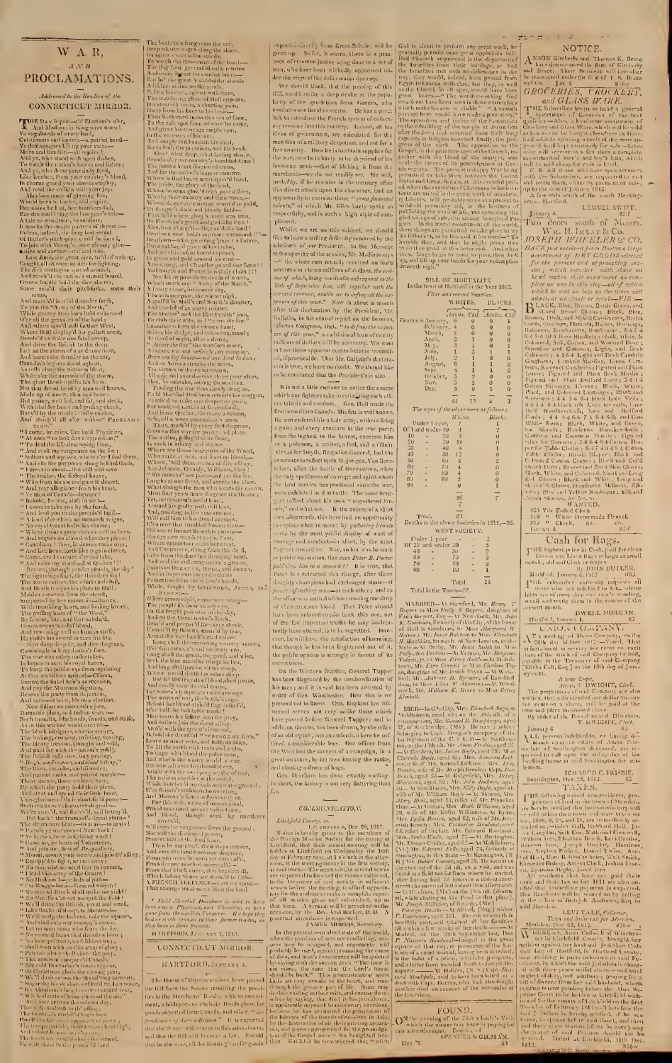# WAR, AND PROCLAMATIONS.

*Addressed to the Readers of the* CONNECTICUT MIRROR.

THE Day is past—the Election's o'er,
And Madison is King once more!
Ye vagabonds of every land,
Catalinists and knaves—a patriot band—
Ye demagogues who rip your curses,
Mobs and banditti—all rejoice!
And ye, who stand with open dishes,
To catch the nation's loaves and fishes;
And ye, who draw your daily food,
Like leeches, from your country's blood,
In chorus grand your shouts employ,
And rend the welkin with your joy.

Last June—now great men, tired of writing,
Caught all at once an itch for fighting.
The dire contagion spread around,
And reach'd the nation's utmost bound.
Grown frantic 'midst the dire alarms,
Some seiz'd their pitchforks, some their arms,
And march'd in wild disorder forth,
To join the "Army of the North."

'I come, he cries, like bold Physician,
'At once to look down opposition;
'To deal the life-destroying blow,
'And wreak my vengeance on the foe;
'Indians and squaws, where'er I find them,
'I mean to shoot—But still will save
'The traitor, the disloyal knave,
'Ye men of Canada—beware!!
'Behold, I come, aloft in air—
'I come to take you by the hand,
'And lead you to the promis'd land—
'A land o'er which no monarch reigns,
'No royal tyrant holds his chains;
'Canadians! then, in throngs come over,
'And live henceforth like pigs in clover,
'Come, ere I venture o'er the lake,
'And raise my standard at Quebec!!!'

But see, through yonder clouds, the sky!
The lightning's flash, the thunders die!
The storm retires, the whirlwinds lull,
And Death resigns his place to Hull;
By famine, fate, and fear subdu'd,
Resigns his sword to save his life.
Now deep despair, and dire disgrace,
Commingle in King James's face.

The boatmen hang upon the oar,
Deep silence reigns along the shore;
To watch the movement of the bands—
And every heart for combat burns—
But lo! the great Van Rensselaer stands
A lifeless statue on the sands,

Still cries for vengeance from the ground;
Protect him in the fatal hour.
That hurtful thought of murder
Now rises up in Madison's breast,
Whilst falling sires are doom'd to bleed
That scourge must never bless the land.

\* *Field Marshal Dearborn is said to have been once a Physician, and Chandler, to have gone from the stall to Congress. We hope they held at each occasion in their former trades, as they have in their present.*

HARTFORD, JANUARY 1, 1813.

## CONNECTICUT MIRROR.

HARTFORD, JANUARY 4.

The House of Representatives have passed the Bill from the Senate remitting the penalties in the Merchants' Bonds, with an amendment, which goes to exclude Bonds given for goods imported from Canada, and other ports. It is expected that the Senate will concur in this amendment, and that the Bill will become a law. Should this be the case, all the Bonds given for goods imported directly from Great-Britain, will be given up. So far, it seems, there is a prospect of common justice being done to a set of men, who have been wickedly oppressed under the reign of the Jeffersonian dynasty.

We should think, that the passing of this Bill, would strike a deep stroke at the popularity of the gentleman from Geneva, who conducts our fiscal concerns. He has a great itch to introduce the French system of collecting revenue into this country. Indeed, all his ideas of government, are calculated for the meridian of a military despotism, and not for a free country. How he is to obtain supplies for the war, now he is likely to be deprived of his favorite mode—that of fleecing it from the merchants—we do not readily see. He will, probably, if he remains in the treasury after this direct attack upon his character, find an opportunity to exercise those "*great financial talents*," of which Mr. Giles lately spoke so respectfully, and in such a high style of compliment.

Whilst we are on this subject, we should like to have a trifling difficulty removed by the admirers of our President. In the Message at the opening of the session, Mr. Madison says—"the whole sum actually received on loans amounts to eleven millions of dollars, *the residue of which, being receivable subsequent to the 30th of September last, will, together with the current revenue, enable us to defray all the expenses of this year.*" Now in about a month after this declaration by the President, Mr. Gallatin, in his annual report on the finances, informs Congress that, "*to defray the expenses of this year,*" an additional loan of twenty millions will be necessary. We want to have these apparent contradictions reconciled, if practicable. That Mr. Gallatin's declaration is true, we have no doubt. We should like to be convinced that the President's is also.

It is not a little curious to notice the course which our fighters take in exalting each other's talents and conduct. Gen. Hull made the first inroad into Canada. His fate is well known. He surrendered his whole army, without firing a gun; and every creature in the war party, from the highest to the lowest, execrate him as a poltroon, a traitor, a fool, and a villain. Alexander Smyth, Brigadier-General, had the assurance to reflect upon Major-gen. Van Rensselaer, after the battle of Queenstown, where the only specimens of courage and spirit which the land service has produced since the war, were exhibited in that battle. The same braggart talked about his own "*unguthered laurels,*" and what not. In the course of a short time afterwards, this hero had an opportunity to explain what he meant by *gathering laurels*—this by the most pitiful display of want of courage and conduct—in short, by the most flagrant cowardice. Nay, so far was he sunk in public estimation, that even *Peter B. Porter publishes him as a coward!* It is true, that Peter has retracted this charge, after these doughty champions had exchanged shots—of *powder if nothing more*—at each other; and so the affair was settled without wasting one drop of their precious blood. That Peter should have been induced to take back this one, out of the few important truths he may inadvertently have uttered, is to be regretted. However, he will have the satisfaction of knowing, that though he has been frightened out of it, the public opinion is strongly in favor of its correctness.

On the Western frontier, General Tupper has been disgraced by the insubordination of his men; and it is said has been arrested by order of Gen. Winchester. How this is we pretend not to know. Gen. Hopkins has witnessed scenes not very unlike those which have passed before General Tupper; and in addition thereto, has been drawn, by the wiles of an old savage, into an ambush, where he suffered a considerable loss. One officer from the West lost the success of a campaign, in a great measure, by his men leaving the ranks, and chasing a drove of hogs.

Gen. Dearborn has done exactly *nothing*. In short, the history is not very flattering thus far.

### COMMUNICATION.

*Litchfield County, ss.*
LITCHFIELD, Dec. 28, 1812.

Notice is hereby given to the members of the Foreign Mission Society for the county of Litchfield, that their annual meeting will be holden at Litchfield on Wednesday the 10th day of February next, at 1 o'clock in the afternoon, at the meeting-house in that society. The agents of the several towns are requested to forward the monies collected, to the Treasurer of said society, in sufficient season before the meeting, to afford opportunity for the auditor to make a complete report of all monies given and subscribed, up to that time. A Sermon will be preached on the occasion, by the Rev. Lyman Beecher, D. D. A punctual attendance is requested.

JAMES MORRIS, *Secretary.*

In the present eventful state of the world, when the passions of men are conflicting, God is about to perform any great work, and the Gospel is to be spread among the nations. In the present movements of the world, these things are permitted to take place to try his followers, as he has said in his word. The humble, thee, and thou, let all his people, in one accord lift up their hands for their redemption draweth nigh.

### BILL OF MORTALITY

In the town of Hartford in the Year 1812.

*First and second Societies.*

| | WHITES. | | BLACKS. | |
|---|---|---|---|---|
| | Adults. | Chil. | Adults. | Chil. |
| Deaths in January, | 6 | 0 | 0 | 1 |
| February, | 4 | 0 | 0 | 0 |
| March, | 3 | 0 | 0 | 0 |
| April, | 2 | 1 | 0 | 0 |
| May, | 3 | 0 | 0 | 0 |
| June, | 1 | 3 | 1 | 1 |
| July, | 2 | 1 | 0 | 0 |
| August, | 6 | 1 | 1 | 0 |
| Sept. | 4 | 1 | 1 | 0 |
| October, | 2 | 2 | 0 | 0 |
| Nov. | 3 | 2 | 0 | 0 |
| Dec. | 5 | 0 | 1 | 0 |
| | 44 | 12 | 4 | 3 |

*The ages of the above were as follows:*

| | Whites. | Blacks. |
|---|---|---|
| Under 1 year, | 7 | 2 |
| Of 1 and under 10 | 4 | 3 |
| 10 — 20 | 3 | 2 |
| 20 — 30 | 10 | 0 |
| 30 — 40 | 4 | 2 |
| 40 — 50 | 4 | 2 |
| 50 — 60 | 4 | 2 |
| 60 — 70 | 4 | 0 |
| 70 — 80 | 4 | 2 |
| 80 — 90 | 2 | 2 |
| 93 | 1 | |
| | 56 | 7 |
| Total, | 63 | |

Deaths in the above Societies in 1811,—86.

*WEST SOCIETY.*

| | | |
|---|---|---|
| Under 1 year | 2 | |
| Of 20 and under 30 | 1 | |
| 40 — 50 | | 2 |
| 60 — 70 | | 2 |
| 70 — 80 | 4 | 2 |
| 80 — 90 | | 1 |
| Total | | 14 |

Total in the Town—77.

MARRIED—At Stamford, Mr. Henry F. Rogers to Miss Emily S. Rogers, daughter of Fitch Rogers, Esq.—At New-York, Mr. John R. Goodman, formerly of this City, of the house of Hall & Goodman, to Miss Margaret H. Holmes.—Mr. Jonas Baldwin to Miss Elizabeth Micklefield.—At Derby, Mr. Isaac Smith to Miss Polly Ann Perkins.—At Vernon, Mr. Benjamin Talcott, jr. to Miss Fanny Smith.—At Middletown, Mr. Ezra Crowell to Miss Clarissa Tryon, daughter of Mr. Josiah Tryon.—In Windsor, Mr. Jabez D. Spencer, of East-Haddam, to Miss Eliza T. Morrison.—At Woodstock, Mr. William K. Green to Miss Betsey Kimball.

DIED—In this City, Mrs. Elizabeth Sage, of Middletown, aged 46; on the 29th ult. of a consumption, Mr. Samuel R. Humphreys, aged 37, of Stockbridge, (Ms.). He was a soldier belonging to Capt. Morgan's company of Infantry in the U. S. Army.—At Southington, on the 15th ult. Mr. Amon Preble, aged 22.—At Durham, Mr. James Doyle, aged 38.—At Glastenbury, Mrs. Clarinda Doyle, aged 50.—At Berlin, Mrs. Susannah Beckley, wife of Mr. Joseph Beckley.—At Ridgefield, Mrs. Betsey Olmstead, aged 33.—At Norwalk, Mr. John Jackson, aged 50.—At New-Haven, Mrs. Sally Doyle, aged 41, wife of Mr. William Doyle.—At Sharon, Mrs. Mary Hunt, aged 81, relict of Mr. Francis Hunt.—At Guilford, Mrs. Ruth Williams.—At Lyme, Mrs. Lydia Brown, aged 82, wife of Mr. Jeremiah Brown; Mrs. Catharine Rowland.—At Killingworth, Mr. Edward Rowland.—At Marlborough, Mrs. Anna Wade, aged 73.—At Burlington, Mr. Thomas Gridley, aged 65.—At Middletown, Mrs. Mary Brainerd, aged 74.—At Kensington, Mr. Daniel Stackpole, aged 23. On the evening of the 24th ult. on a visit, and was found in a field not far from where he started, after having lain 18 hours in a violent snow storm.—At Windsor, Mrs. Mary Filley.—At Portland, Mr. Joseph Shilliber, of Beverly, (Ms.)—At Milford, Dr. Samuel Jones.—At Lisbon, Mrs. Eunice Chapman.

### FOUND.

ON the evening of the 25th a Lady's Veil, which the owner may have by paying for this advertisement. Enquire of

SPENCER & GILMAN.

Dec. 31.

### NOTICE.

ANSON Kimberly and Thomas K. Brace have discontinued the firm of Kimberly and Brace. Their Business will hereafter be transacted under the firm of T. K. Brace and Co. Jan. 4.

## GROCERIES, CROCKERY, and GLASS WARE.

THE Subscriber keeps on hand a general assortment of Groceries of the best qualities—Also, a handsome assortment of Crockery and Glass Ware, which will be sold as low as can be bought elsewhere in this city. Also, on hand, a few Bottles of the most approved Mr. and Mrs. Spirits. N. B. All those who have open accounts with the Subscriber, are requested to call and settle them, either by payment or note, up to the first of January 1813.

A few rods south of the South Meeting-house, Hartford.

LEMUEL SWIFT.

January 4.

Two doors south of Messrs. Wm. H. Imlay & Co.

## JOSEPH WHEELER & CO.

*HAVE just received from Boston a large assortment of DRY GOODS selected for the present and approaching season; which together with those on hand makes their assortment as complete as any in this city—and of which will be sold as low as the times will admit at wholesale or retail—VIZ:—*

BLACK, Blue, Brown, Drab, Green, and Mixed Broad Cloths; Black, Blue, Brown, Drab, and Mixed Cassimeres; Bottle Coats; Coatings; Flannels; Baizes; Worsteds; Rattinets; Bombazetts; Bombazine; Superfine and Common Lights, and Dark Calicoes; Ginghams, Cambric Muslins, Linen Cambrics; Sarcenet Cambrics; Figured and Plain Laces; Figured and Plain Book Muslins; Figured and Plain Bobbinet Lace; Cotton Shirtings, Sheetings; Black, White, Plaid, and Coloured Lutestrings; Black and Coloured Sarsnets; Silk Velvets; Half Handkerchiefs, Bandanna and Bedford Cords; Bombazets; Camblets; Coloured Cambrics; Plain and Figured Silks for Bonnets; Ladies' Gloves; Tapes and Threads; Black and Coloured Kid Gloves; Black and White Long and Short Silk Gloves; Handkerchiefs; Hosiery; Silk and Cotton Gloves, &c. &c.

WANTED,

500 Yds Fulled Cloth.
1000 Yds White Home-made Flannel.
500 Yds Check, do. do.

January 4.

## Cash for Rags.

THE highest price in Cash, paid for clean Cotton and Linen Rags, in large or small quantities, by

JOHN BUTLER.

Hartford, January 4, 1813.

THE subscriber earnestly requests all those who are indebted to him, whose debts are of more than one year's standing, to call and settle them in the course of the present month.

DWELL MORGAN.

Hartford, January 4.

### UNION COMPANY.

AT a meeting of Union Company, on the 29th day of Dec. 1812—Voted, That an instalment of Six Dollars on each share of the stock of said Company be paid to the Treasurer of said Company (Elisha Colt, Esq.) on the 15th day of January next.

A true Copy,
*Attest*, T. DWIGHT, *Clerk*.

The proprietors of said Company are also notified, that a dividend of one dollar on any share will be paid at the time and place mentioned above.

By order of the President and Directors.
T. DWIGHT, *Clerk*.

January 4.

ALL persons indebted to, or having demands against the estate of Amos Frisbie late of Southington deceased, are requested to call upon the subscriber at his dwelling house in said Southington for settlement.

ICHABOD C. FRISBIE.

Southington, Dec. 28, 1812.

### TAXES.

THE following named non-residents, proprietors of land in the town of Meriden, are hereby notified that land sufficient to satisfy their several taxes, will be sold at public vendue on the 25th day of February next, unless the taxes are previously paid.

LEVI YALE, *Collector*.

Meriden, Dec. 23, 1812.

WHEREAS, Anna Calhoun of Winchester, in Litchfield County, brought her petition against her husband Jonathan Calhoun, late of Hartford, in Hartford County, now residing in parts unknown in said petition, in which she prays for a bill of divorce from said Jonathan, which petition is now pending before the Superior Court to be holden at Litchfield within and for the County of Litchfield on the first Tuesday of February 1813.—These are therefore to notify said Jonathan to appear before said Court, and then and there show reasons (if any he have) why the prayer of said Petition should not be granted.

Dated at Litchfield, 11th Dec. 1812.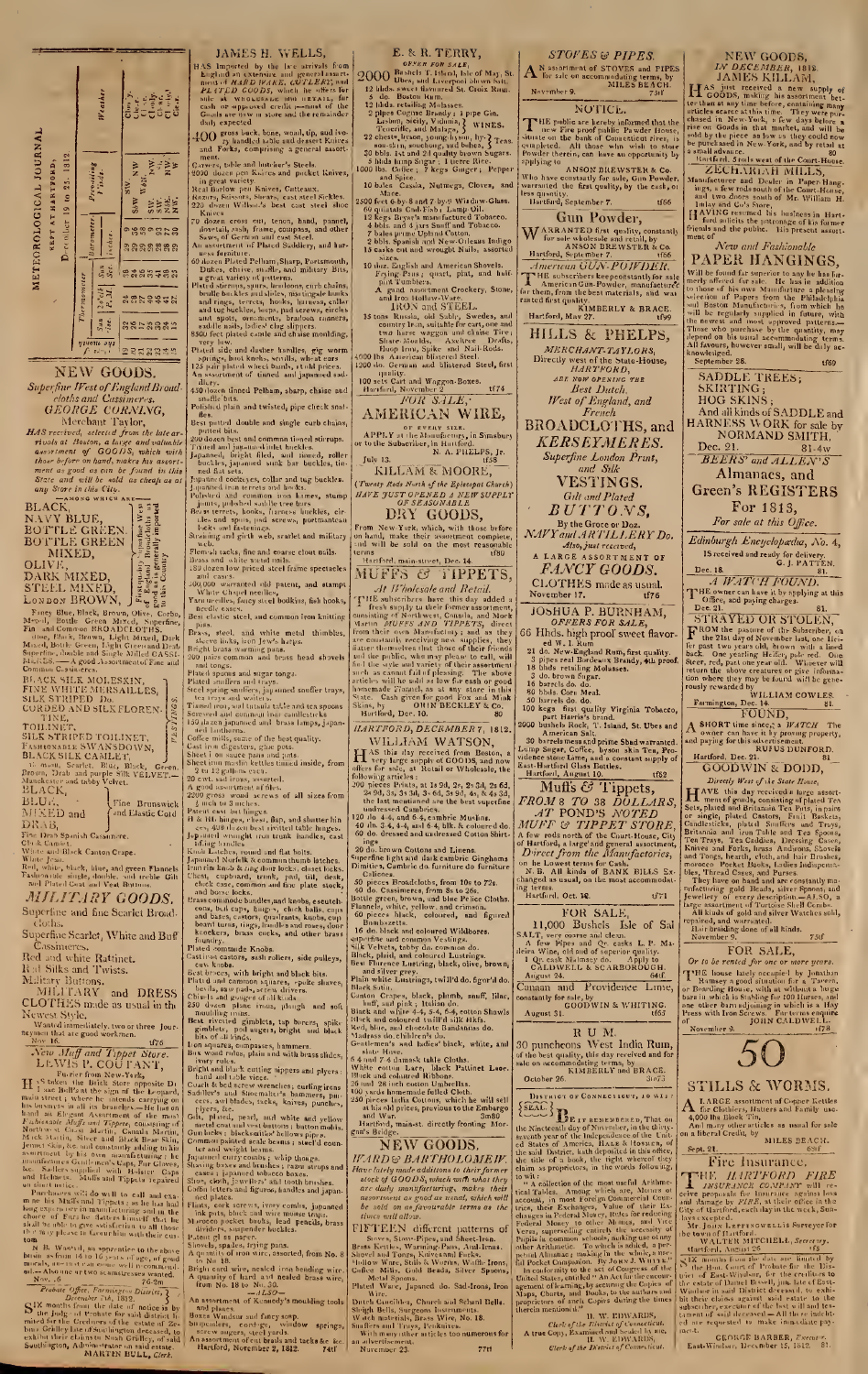METEOROLOGICAL JOURNAL, KEPT AT HARTFORD, December 19 to 25, 1812.

| The Day | Thermometer Sun Rise | 2 o'clock P.M. | Sun Set | Barometer Inches | Prevailing Winds | Weather |
|---|---|---|---|---|---|---|
| 19 | 12 | 27 | 24 | 29 | SW | Clear |
| 20 | 26 | 40 | 37 | 29 | S | Clear |
| 21 | 22 | 25 | 23 | 29 | NW | Cloudy |
| 22 | 15 | 24 | 22 | 29 | SW | Cloudy |
| 23 | 20 | 31 | 27 | 29 | SW | Cloudy |
| 24 | 18 | 27 | 24 | 29 | NW | Clear |
| 25 | 23 | 38 | 34 | 29 | SW | Cloudy |

# NEW GOODS.

*Superfine West of England Broad-cloths and Cassimeres.*

## GEORGE CORNING,

*Merchant Taylor,*

HAS received, selected from the late arrivals at Boston, a large and valuable assortment of GOODS, which with those before on hand, makes his assortment as good as can be found in this State and will be sold as cheap as at any Store in this City.

AMONG WHICH ARE

BLACK,
NAVY BLUE,
BOTTLE GREEN,
BOTTLE GREEN MIXED,
OLIVE,
DARK MIXED,
STEEL MIXED,
LONDON BROWN,

Fine West of England Broadcloths and Cassimeres generally imported

Fancy Blue, Black, Brown, Olive, Corbo, Mixed, Bottle Green Mixed, Superfine, Fine and Common BROADCLOTHS. Blue, Black, Brown, Light Mixed, Dark Mixed, Bottle Green, Light Green and Drab Superfine, Double and Single Milled CASSIMERES.—A good Assortment of Fine and Common Cassimeres.

BLACK SILK MOLESKIN,
FINE WHITE MARSEILLES,
SILK STRIPED DO.
CORDED AND SILK FLORENTINE,
TOILINET,
SILK STRIPED TOILINET,
FASHIONABLE SWANSDOWN,
BLACK SILK CAMLET,

VESTINGS.

Mixed, Scarlet, Blue, Black, Green, Brown, Drab and purple Silk VELVET.—Manchester and tabby Velvet.

BLACK,
BLUE,
MIXED and
DRAB,

Fine Brunswick and Elastic Cold

Fine Drab Spanish Cassimere.
Clark Camlets.
White and Black Canton Crape.
White Jeans.
Red, white, black, blue, and green Flannels
Fashionable single, double, and treble Gilt and Plated Coat and Vest Buttons.

## MILITARY GOODS.

Superfine and fine Scarlet Broad-Cloths.

Superfine Scarlet, White and Buff Cassimeres.

Red and white Rattinet.
Red Silks and Twists.
Military Buttons.

MILITARY and DRESS CLOTHES made as usual in the Newest Style.

Wanted immediately, two or three Journeymen that are good workmen.

Nov. 16. tf76

## New Muff and Tippet Store.
## LEWIS P. COUTANT,

*Furrier from New-York,*

HAS taken the Brick Store opposite Dr. Lord's, at the sign of the Leopard, main street; where he intends carrying on his business in all its branches.—He has on hand an Elegant Assortment of the most Fashionable Muffs and Tippets, consisting of Northwest Coast Martin, Canada Martin, Mink, Fitch, Silver and Black Bear Skin, Jennet Skin, &c. and constantly adding to his assortment by his own manufacturing; he manufactures Gentlemen's Caps, Fur Gloves, &c. Saddlers supplied with Holster Caps and Helmets. Muffs and Tippets repaired on short notice.

Purchasers will do well to call and examine his Muffs and Tippets; as he has had long experience in manufacturing and in the choice of Fur, he flatters himself that he shall be able to give satisfaction to all those who may please to favour him with their custom.

N. B. Wanted, an apprentice to the above business from 14 to 16 years of age, of good morals, one who can come well recommended.—Also one or two seamstresses wanted.

Nov. 23. 76-2m

*Probate Office, Farmington District, December 14, 1812.*

SIX months from the date of notice is by the Judge of Probate for said district, limited for the Creditors of the estate of Zephaniah Griffey late of Southington deceased, to exhibit their claims to Noah Griffey, of said Southington, Administrator on said estate.

MARTIN BULL, *Clerk.*

## JAMES H. WELLS,

HAS imported by the late arrivals from England an extensive and general assortment of HARD WARE, CUTLERY, and PLATED GOODS, which he offers for sale at WHOLESALE and RETAIL, for cash or approved credit.—most of the Goods are now in store and the remainder daily expected

400 gross buck, bone, wood, tip, and ivory handled table and dessert Knives and Forks, comprising a general assortment.

Carvers, table and butcher's Steels.

2000 dozen pen Knives and pocket Knives, in great variety

Fine dozen pen Knives, Canteaux.

Razors, Scissors, Shears, cast steel Sickles.

220 dozen Wilson's best cast steel shoe Knives

70 dozen cross cut, tenon, hand, pannel, dovetail, sash, frame, compass, and other Saws, of German and cast Steel.

An assortment of Plated Saddlery, and harness furniture.

60 dozen Plated Pelham, Sharp, Portsmouth, Dukes, chiflne, snaffle, and military Bits, a great variety of patterns.

Plated stirrups, spurs, bradoons, curb chains, double buckles and slides, rein-bitted buckles and rings, terrets, hooks, harness, collar and tug buckles, loops, pad screws, circles and spots, ornaments, bradoon runners, saddle nails, ladies' clog slippers.

8500 feet plated castle and chaise moulding, very low.

Plated side and dasher handles, gig worm springs, knob knobs, scrolls, wheat ears.

125 pair plated wheel bands, wheel pieces.

An assortment of tinned and japanned saddlery.

450 dozen tinned Pelham, sharp, chaise and snaffle bits.

Polished plain and twisted, pipe check snaffles.

Best potted double and single curb chains, potted bits.

200 dozen best and common tinned stirrups.

Tinned and japanned buckles.

Japanned, bright filed, and tinned, roller buckles, japanned sunk bar buckles, tinned flat sets.

Japanned cockeyes, collar and tug buckles.

Japanned iron terrets and hooks.

Polished and common iron hames, stump joints, polished and close jaws.

Brass terrets, hooks, harness buckles, circles and spots, pad screws, portmanteau locks and fastenings.

Straining and girth web, scarlet and military web.

Flemish tacks, fine and coarse clout nails.

Brass and white metal nails.

180 dozen low priced steel frame spectacles and cases.

300,000 warranted old patent, and stampt White Chapel needles,

Yarn needles, fancy steel bodkins, fish hooks, needle cases.

Best elastic steel, and common iron knitting pins.

Brass, steel, and white metal thimbles, sleeve links, iron Jew's harps.

Bright brass warming pans.

200 pairs common and brass head shovels and tongs.

Plated spoons and sugar tongs.

Plated snuffers and trays.

Steel spring snuffers, japanned snuffer trays, tea trays and waiters.

Tinned iron, and tutania table and tea spoons.

Lacquered and common iron candlesticks

150 dozen japanned and brass lamps, japanned lanthorns.

Coffee mills, some of the best quality.

Cast iron digesters, glue pots.

Sheet iron sauce pans and pots.

Sheet iron muslin kettles tinned inside, from 2 to 12 gallons each.

20 cwt. sad irons, assorted.

A good assortment of files.

2200 gross wood screws of all sizes from 1 inch to 3 inches.

Patent cast but hinges.

H & HL hinges, chest, flap, and shutter hinges, 400 dozen best rivitted table hinges.

Japanned wrought iron trunk handles, cast drawing handles.

Knob Latches, round and flat bolts.

Japanned Norfolk & common thumb latches.

Iron rim knob & ring door locks; closet locks.

Chest, cupboard, trunk, pad, till, desk, clock case, common and fine plate stock, and house locks.

Brass commode handles, and knobs, escutcheons, bell pulls, hooks, cloak balls, cups and bases, castors, quadrants, knobs, cup board turns, rings, handles and roses, door knockers, brass cocks, and other brass foundry.

Plated commode Knobs.

Cast iron castors, sash rollers, side pulleys, cask knobs.

Best braces, with bright and black bits.

Plated and common squares, spoke shaves, bevils, saw pads, screw drivers.

Chisels and gouges of all kinds.

250 dozen plane irons, plough and soft moulding irons.

Best riveted gimblets, tap borers, spike gimblets, pod augers, bright and black bits of all kinds.

Iron squares, compasses, hammers.

Box wood rules, plain and with brass slides, ivory rules.

Bright and black cutting nippers and pliers—hand and table vices.

Coach & bed screw wrenches; curling irons.

Saddlers and Shoemakers hammers, pincers, awl blades, tacks, knives, punches, pliers, &c.

Gilt, plated, pearl, and white and yellow metal coat and vest buttons: button moulds.

Gun locks; blacksmiths' bellows pipes.

Common painted scale beams; steel & counter and weight beams.

Japanned curry combs; whip thongs.

Shaving boxes and brushes; razor straps and cases; japanned tobacco boxes.

Shoe, cloth, Jewellers' and tooth brushes.

Coffin letters and figures, handles and japanned plates.

Flasks, cork screws, ivory combs, japanned ink pots, black and wire mouse traps.

Morocco pocket books, lead pencils, brass dividers, suspender buckles.

Patent gil sal paper.

Shovels, spades, frying pans.

A quantity of iron wire, assorted, from No. 8 to No. 18.

Bright card wire, sealed iron bending wire.

A quantity of hard and mealed brass wire, from No. 18 to No. 30.

—ALSO—

An assortment of Kennedy's moulding tools and planes.

Boxes Windsor and fancy soap.

Snipsnuffers, cordage, window springs, screw augers, steel yards.

An assortment of cut brads and tacks &c. &c.

Hartford, November 2, 1812. 74tf

## E. & R. TERRY,

*OFFER FOR SALE,*

2000 Bushels T. Island, Isle of May, St. Ubes, and Liverpool blown Salt.

12 hhds. sweet flavoured St. Croix Rum.

3 do. Boston Rum.

12 hhds. retailing Molasses.

2 pipes Cogniac Brandy; 1 pipe Gin.

Lisbon, Sicily, Vidonia, Teneriffe, and Malaga, } WINES.

22 chests, hyson, young hyson, hyson-skin, souchong, and bohea, } Teas.

30 bbls. 1st and 2d quality brown Sugars.

5 bbls. lump Sugar; 1 tierce Rice.

1000 lbs. Coffee; 7 kegs Ginger; Pepper and Spice.

10 bales Cassia, Nutmegs, Cloves, and Mace.

2500 feet 6-by-8 and 7-by-9 Window-Glass.

60 quintals Cod-Fish; Lamp Oil.

13 kegs Bryan's manufactured Tobacco.

4 hhds. and 4 jars Snuff and Tobacco.

7 bales prime Upland Cotton.

2 bbls. Spanish and New-Orleans Indigo

15 casks cut and wrought Nails, assorted sizes.

16 doz. English and American Shovels.

Frying-Pans; quart, plat, and half-pint Tumblers.

A good assortment Crockery, Stone, and Iron Hollow-Ware.

IRON and STEEL.

35 tons Russia, old Sable, Swedes, and country Iron, suitable for cart, one and two horse waggon and chaise Tire; Share-Moulds, Axletree Drafts, Hoop Iron, Spike and Nail-Rods.

4000 lbs. American blistered Steel.

1200 do. German and blistered Steel, first quality.

100 sets Cart and Waggon-Boxes.

Hartford, November 2. tf74

## FOR SALE,

## AMERICAN WIRE,

OF EVERY SIZE.

APPLY at the Manufactory, in Simsbury or to the Subscriber, in Hartford.

N. A. PHELPS, Jr.

July 13. tf58

## KILLAM & MOORE,

*(Twenty Rods North of the Episcopal Church)*

*HAVE JUST OPENED A NEW SUPPLY OF SEASONABLE*

## DRY GOODS,

From New-York, which, with those before on hand, make their assortment complete, and will be sold on the most reasonable terms.

Hartford, main-street, Dec. 14. tf80

## MUFFS & TIPPETS,

*At Wholesale and Retail.*

THE subscribers have this day added a fresh supply to their former assortment, consisting of Northwest, Canada, and Mink Martin MUFFS AND TIPPETS, direct from their own Manufactory; and as they are constantly receiving new supplies, they flatter themselves that those of their friends and the public, who may please to call, will find the style and variety of their assortment such as cannot fail of pleasing. The above articles will be sold as low for cash or good homemade Flannel as at any store in this State. Cash given for good Fox and Mink Skins, by OLIN BECKLEY & Co.

Hartford, Dec. 10. 80

## HARTFORD, DECEMBER 7, 1812.

## WILLIAM WATSON,

HAS this day received from Boston, a very large supply of GOODS, and now offers for sale, at Retail or Wholesale, the following articles:

200 pieces Prints, at 1s 9d, 2s, 2s 3d, 2s 6d, 2s 9d, 3s, 3s 3d, 3s 6d, 3s 9d, 4s, & 4s 3d, the last mentioned are the best superfine undressed Cambrics.

120 do. 4-4, and 6-4, cambric Muslins.

40 do. 3-4, 4-4, and 6-4, blk. & coloured do.

60 do. dressed and undressed Cotton Shirtings.

20 do. brown Cottons and Linens.

Superfine light and dark cambric Ginghams

Dimities, Cambric do. furniture do. furniture Callicoes.

50 pieces Broadcloths, from 10s to 72s.

60 do. Cassimeres, from 8s to 26s.

Bottle green, brown, and blue Pelice Cloths.

Flannels, white, yellow, and crimson.

60 pieces black, coloured, and figured Bombazetts.

16 do. black and coloured Wildbores.

Superfine and common Vestings.

Silk Velvets, tabby do. common do.

Black, plaid, and coloured Lustrings.

Best Florence Lustring, black, olive, brown, and silver grey.

Plain white Lustrings, twill'd do. figur'd do.

Black Satin.

Cotton Crapes, black, plumb, snuff, lilac, buff, and pink; Italian do.

Black and white 4-4, 5-4, 6-4, cotton Shawls

Black and coloured twill'd silk Hdkfs.

Red, blue, and chocolate Bandannas do.

Madrass do. children's do.

Gentlemen's and ladies' black, white, and slate Hose.

6-4 and 7-4 damask table Cloths.

White cotton Lace, black Pattinet Lace.

Black and coloured Ribbons.

26 and 28 inch cotton Umbrellas.

100 yards homemade fulled Cloth.

250 pieces India Cottons, which he will sell at his old prices, previous to the Embargo and War. 3m80

Hartford, main-st. directly fronting Morgan's Bridge.

## NEW GOODS,

## WARD & BARTHOLOMEW,

*Have lately made additions to their former stock of GOODS, which with what they are daily manufacturing, makes their assortment as good as usual, which will be sold on as favourable terms as the times will allow.*

FIFTEEN different patterns of Stoves, Stove-Pipes, and Sheet-Iron.

Brass Kettles, Warming-Pans, Andirons, Shovel and Tongs, Knives and Forks.

Hollow Ware, Stills & Worms, Waffle-Irons, Coffee Mills, Gold Beads, Silver Spoons, Metal Spoons.

Plated Ware, Japanned do. Sad-Irons, Iron Wire.

Dutch Candlebox, Church and School Bells.

Sleigh Bells, Surgeons Instruments.

Wire Nails; Brass Wire, No. 18.

Snuffers and Trays, Penknives.

With many other articles too numerous for an advertisement.

November 23. 77tf

## STOVES & PIPES.

A N assortment of STOVES and PIPES for sale on accommodating terms, by MILES BEACH.

November 9. 75tf

## NOTICE.

THE public are hereby informed that the new Fire proof public Powder House, situate on the bank of Connecticut river, is completed. All those who wish to store Powder therein, can have an opportunity by applying to

ANSON BREWSTER & Co.

Who have constantly for sale, Gun Powder, warranted the first quality, by the cask, or less quantity.

Hartford, September 7. tf66

## Gun Powder,

WARRANTED first quality, constantly for sale wholesale and retail, by ANSON BREWSTER & Co.

Hartford, September 7. tf66

## American GUN-POWDER.

THE subscribers keep constantly for sale American Gun-Powder, manufactured for them, from the best materials, and warranted first quality.

KIMBERLY & BRACE.

Hartford, May 27. tf69

## HILLS & PHELPS,

*MERCHANT-TAYLORS,*

Directly west of the State-House,

*HARTFORD,*

*ARE NOW OPENING THE*

*Best Dutch,*

*West of England, and*

*French*

## BROADCLOTHS, and

## KERSEYMERES.

*Superfine London Print, and Silk*

## VESTINGS.

*Gilt and Plated*

## BUTTONS,

By the Gross or Doz.

*NAVY and ARTILLERY Do.*

*Also, just received,*

A LARGE ASSORTMENT OF

*FANCY GOODS.*

CLOTHES made as usual.

November 17. tf76

## JOSHUA P. BURNHAM,

*OFFERS FOR SALE,*

66 Hhds. high proof sweet flavored W. I. Rum

21 do. New-England Rum, first quality.

3 pipes real Bordeaux Brandy, 4th proof.

18 hhds retailing Molasses.

3 do. brown Sugar.

16 barrels do. do.

80 bbls. Corn Meal.

50 barrels do. do.

100 kegs first quality Virginia Tobacco, part Harris's brand.

2000 bushels Rock, T. Island, St. Ubes and American Salt.

30 barrels mess and prime Shad warranted.

Lump Sugar, Coffee, hyson skin Tea, Providence stone Lime, and a constant supply of East-Hartford Glass Bottles.

Hartford, August 10. tf62

## Muffs & Tippets,

## FROM 8 TO 38 DOLLARS,

## AT POND'S NOTED

## MUFF & TIPPET STORE,

A few rods north of the Court-House, City of Hartford, a large and general assortment, *Direct from the Manufactories,* on the Lowest terms for Cash.

N. B. All kinds of BANK BILLS Exchanged as usual, on the most accommodating terms.

Hartford, Oct. 26. tf71

## FOR SALE,

11,000 Bushels Isle of May SALT, very coarse and clean.

A few Pipes and Qr. casks L. P. Madeira Wine, old and of superior quality.

1 Qr. cask Malmsey do. Apply to CALDWELL & SCARBOROUGH.

August 24. 64tf

Canaan and Providence Lime, constantly for sale, by GOODWIN & WHITING.

August 31. tf65

## RUM.

30 puncheons West India Rum, of the first quality, this day received and for sale on accommodating terms, by KIMBERLY and BRACE.

October 26. 3ot73

DISTRICT OF CONNECTICUT, TO WIT:

{SEAL.}

BE IT REMEMBERED, That on the Nineteenth day of November, in the thirty-seventh year of the Independence of the United States of America, HALE & HOSMER, of the said District, hath deposited in this office, the title of a book, the right whereof they claim as proprietors, in the words following, to wit:

"A collection of the most useful Arithmetical Tables. Among which are, Monies of account, in most Foreign Commercial Countries, their Exchanges, Value of their Exchanges in Federal Money, Rules for reducing Federal Money to other Monies, and Vice Versa, superseding entirely the necessity of Pupils in common schools, making use of any other Arithmetic. To which is added, a general Almanac, making in the whole, a useful Pocket Companion. By JOHN J. WHITE." In conformity to the act of Congress of the United States, entitled "An Act for the encouragement of learning, by securing the Copies of Maps, Charts, and Books, to the authors and proprietors of such Copies during the times therein mentioned."

H. W. EDWARDS,
*Clerk of the District of Connecticut.*

A true Copy, Examined and Sealed by me,

H. W. EDWARDS,
*Clerk of the District of Connecticut.*

## NEW GOODS,

## IN DECEMBER, 1812.

## JAMES KILLAM,

HAS just received a new supply of GOODS, making his assortment better than at any time before, containing many articles scarce at this time. They were purchased in New-York, a few days before a rise on Goods in that market, and will be sold by the piece as low as they could now be purchased in New-York, and by retail at a small advance.

Hartford. 5 rods west of the Court-House. 80

## ZECHARIAH MILLS,

Manufacturer and Dealer in Paper-Hangings, a few rods south of the Court-House, and two doors south of Mr. William H. Imlay and Co's Store,

HAVING resumed his business in Hartford solicits the patronage of his former friends and the public. His present assortment of

## *New and Fashionable*

## PAPER HANGINGS,

Will be found far superior to any he has formerly offered for sale. He has in addition to those of his own Manufacture a pleasing selection of Papers from the Philadelphia and Boston Manufactories, from which he will be regularly supplied in future, with the newest and most approved patterns.—Those who purchase by the quantity, may depend on his usual accommodating terms. All favours, however small, will be duly acknowledged.

September 28. tf69

## SADDLE TREES;

## SKIRTING;

## HOG SKINS;

And all kinds of SADDLE and HARNESS WORK for sale by NORMAND SMITH.

Dec. 21. 81-4w

## BEERS' and ALLEN'S

## Almanacs, and

## Green's REGISTERS

## For 1813,

*For sale at this Office.*

*Edinburgh Encyclopædia, No. 4,*

IS received and ready for delivery.

G. J. PATTEN.

Dec. 18. 81.

## A WATCH FOUND.

THE owner can have it by applying at this Office, and paying charges.

Dec. 21. 81.

## STRAYED OR STOLEN,

FROM the pasture of the Subscriber, on the 21st day of November last, one Heifer past two years old, brown with a lined back. One yearling Heifer, pale red. One Steer, red, part one year old. Whoever will return the above creatures or give information where they may be found will be generously rewarded by

WILLIAM COWLES.

Farmington, Dec. 14. 81.

## FOUND,

A SHORT time since, a WATCH. The owner can have it by proving property, and paying for this advertisement.

RUFUS DUNFORD.

Hartford, Dec. 21. 81.

## GOODWIN & DODD,

*Directly West of the State House,*

HAVE this day received a large assortment of goods, consisting of plated Tea Sets, plated and Britannia Tea Pots, in pairs or single, plated Castors, Fruit Baskets, Candlesticks, plated Snuffers and Trays, Britannia and iron Table and Tea Spoons, Tea Trays, Tea Caddies, Dressing Cases, Knives and Forks, brass Andirons, Shovels and Tongs, hearth, cloth, and hair Brushes, morocco Pocket Books, Ladies Indispensables, Thread Cases, and Purses.

They have on hand and are constantly manufacturing gold Beads, silver Spoons, and Jewellery of every description.—ALSO, a large assortment of Tortoise Shell Combs.

All kinds of gold and silver Watches sold, repaired, and warranted.

Hair braiding done of all kinds.

November 9. 75tf

## FOR SALE,

*Or to be rented for one or more years.*

THE house lately occupied by Jonathan Ramsey a good situation for a Tavern, or Boarding House, with or without a large barn in which is Stabling for 100 Horses, and one other barn adjoining in which is a Hay Press with Iron Screws. For terms enquire of

JOHN CALDWELL.

November 3. tf73

# 50

## STILLS & WORMS.

A LARGE assortment of Copper Kettles for Chitlers, Hatters and Family use. 4,000 lbs. Block Tin,

And many other articles as usual for sale on a liberal Credit, by

MILES BEACH.

Sept. 21. 68tf

## Fire Insurance.

THE HARTFORD FIRE INSURANCE COMPANY will receive proposals for Insurance against loss and damage by FIRE, at their office in the City of Hartford, each day in the week, Sundays excepted.

Mr. JOHN LEFFINGWELL is Surveyor for the town of Hartford.

WALTER MITCHELL, *Secretary.*

Hartford, August 25. tf63

SIX months from the date are limited by the Hon. Court of Probate for the District of East-Windsor, for the creditors to the estate of Daniel Bissell, jun. late of East-Windsor in said District deceased, to exhibit their claims against said estate to the subscriber, executor of the last will and testament of said deceased.—All those indebted are requested to make immediate payment.

GEORGE BARBER, *Executor.*

East-Windsor, December 15, 1812. 81.